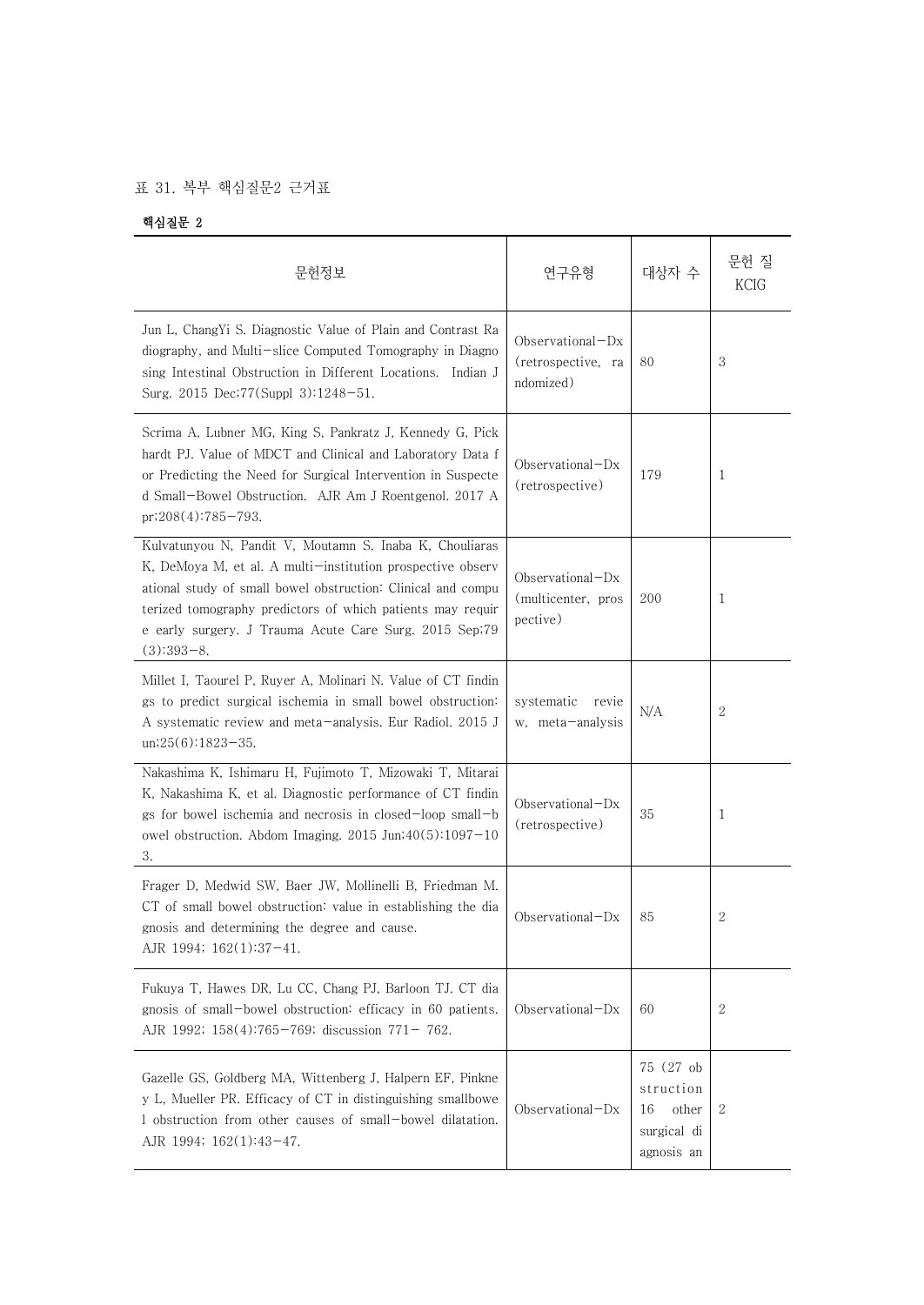표 31. 복부 핵심질문2 근거표

**핵심질문 2**

| 문헌정보 | 연구유형 | 대상자 수 | 문헌 질 KCIG |
|---|---|---|---|
| Jun L, ChangYi S. Diagnostic Value of Plain and Contrast Radiography, and Multi-slice Computed Tomography in Diagnosing Intestinal Obstruction in Different Locations. Indian J Surg. 2015 Dec;77(Suppl 3):1248-51. | Observational-Dx (retrospective, randomized) | 80 | 3 |
| Scrima A, Lubner MG, King S, Pankratz J, Kennedy G, Pickhardt PJ. Value of MDCT and Clinical and Laboratory Data for Predicting the Need for Surgical Intervention in Suspected Small-Bowel Obstruction. AJR Am J Roentgenol. 2017 Apr;208(4):785-793. | Observational-Dx (retrospective) | 179 | 1 |
| Kulvatunyou N, Pandit V, Moutamn S, Inaba K, Chouliaras K, DeMoya M, et al. A multi-institution prospective observational study of small bowel obstruction: Clinical and computerized tomography predictors of which patients may require early surgery. J Trauma Acute Care Surg. 2015 Sep;79(3):393-8. | Observational-Dx (multicenter, prospective) | 200 | 1 |
| Millet I, Taourel P, Ruyer A, Molinari N. Value of CT findings to predict surgical ischemia in small bowel obstruction: A systematic review and meta-analysis. Eur Radiol. 2015 Jun;25(6):1823-35. | systematic review, meta-analysis | N/A | 2 |
| Nakashima K, Ishimaru H, Fujimoto T, Mizowaki T, Mitarai K, Nakashima K, et al. Diagnostic performance of CT findings for bowel ischemia and necrosis in closed-loop small-bowel obstruction. Abdom Imaging. 2015 Jun;40(5):1097-103. | Observational-Dx (retrospective) | 35 | 1 |
| Frager D, Medwid SW, Baer JW, Mollinelli B, Friedman M. CT of small bowel obstruction: value in establishing the diagnosis and determining the degree and cause. AJR 1994; 162(1):37-41. | Observational-Dx | 85 | 2 |
| Fukuya T, Hawes DR, Lu CC, Chang PJ, Barloon TJ. CT diagnosis of small-bowel obstruction: efficacy in 60 patients. AJR 1992; 158(4):765-769; discussion 771- 762. | Observational-Dx | 60 | 2 |
| Gazelle GS, Goldberg MA, Wittenberg J, Halpern EF, Pinkney L, Mueller PR. Efficacy of CT in distinguishing smallbowel obstruction from other causes of small-bowel dilatation. AJR 1994; 162(1):43-47. | Observational-Dx | 75 (27 obstruction 16 other surgical diagnosis an | 2 |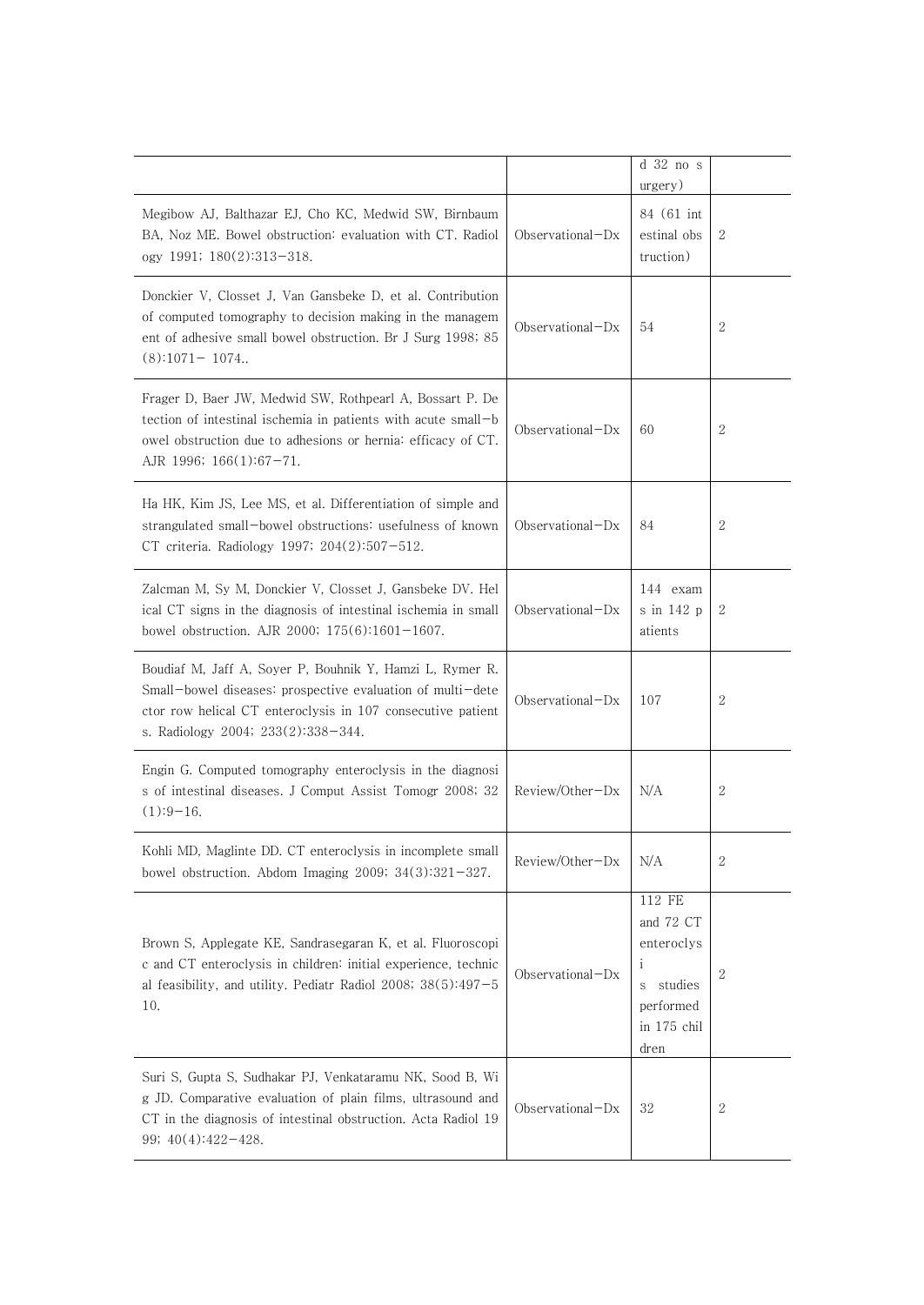| | | | |
|---|---|---|---|
| | | d 32 no surgery) | |
| Megibow AJ, Balthazar EJ, Cho KC, Medwid SW, Birnbaum BA, Noz ME. Bowel obstruction: evaluation with CT. Radiology 1991; 180(2):313–318. | Observational–Dx | 84 (61 intestinal obstruction) | 2 |
| Donckier V, Closset J, Van Gansbeke D, et al. Contribution of computed tomography to decision making in the management of adhesive small bowel obstruction. Br J Surg 1998; 85(8):1071– 1074.. | Observational–Dx | 54 | 2 |
| Frager D, Baer JW, Medwid SW, Rothpearl A, Bossart P. Detection of intestinal ischemia in patients with acute small–bowel obstruction due to adhesions or hernia: efficacy of CT. AJR 1996; 166(1):67–71. | Observational–Dx | 60 | 2 |
| Ha HK, Kim JS, Lee MS, et al. Differentiation of simple and strangulated small–bowel obstructions: usefulness of known CT criteria. Radiology 1997; 204(2):507–512. | Observational–Dx | 84 | 2 |
| Zalcman M, Sy M, Donckier V, Closset J, Gansbeke DV. Helical CT signs in the diagnosis of intestinal ischemia in small bowel obstruction. AJR 2000; 175(6):1601–1607. | Observational–Dx | 144 exams in 142 patients | 2 |
| Boudiaf M, Jaff A, Soyer P, Bouhnik Y, Hamzi L, Rymer R. Small–bowel diseases: prospective evaluation of multi–detector row helical CT enteroclysis in 107 consecutive patients. Radiology 2004; 233(2):338–344. | Observational–Dx | 107 | 2 |
| Engin G. Computed tomography enteroclysis in the diagnosis of intestinal diseases. J Comput Assist Tomogr 2008; 32(1):9–16. | Review/Other–Dx | N/A | 2 |
| Kohli MD, Maglinte DD. CT enteroclysis in incomplete small bowel obstruction. Abdom Imaging 2009; 34(3):321–327. | Review/Other–Dx | N/A | 2 |
| Brown S, Applegate KE, Sandrasegaran K, et al. Fluoroscopic and CT enteroclysis in children: initial experience, technical feasibility, and utility. Pediatr Radiol 2008; 38(5):497–510. | Observational–Dx | 112 FE and 72 CT enteroclysis studies performed in 175 children | 2 |
| Suri S, Gupta S, Sudhakar PJ, Venkataramu NK, Sood B, Wig JD. Comparative evaluation of plain films, ultrasound and CT in the diagnosis of intestinal obstruction. Acta Radiol 1999; 40(4):422–428. | Observational–Dx | 32 | 2 |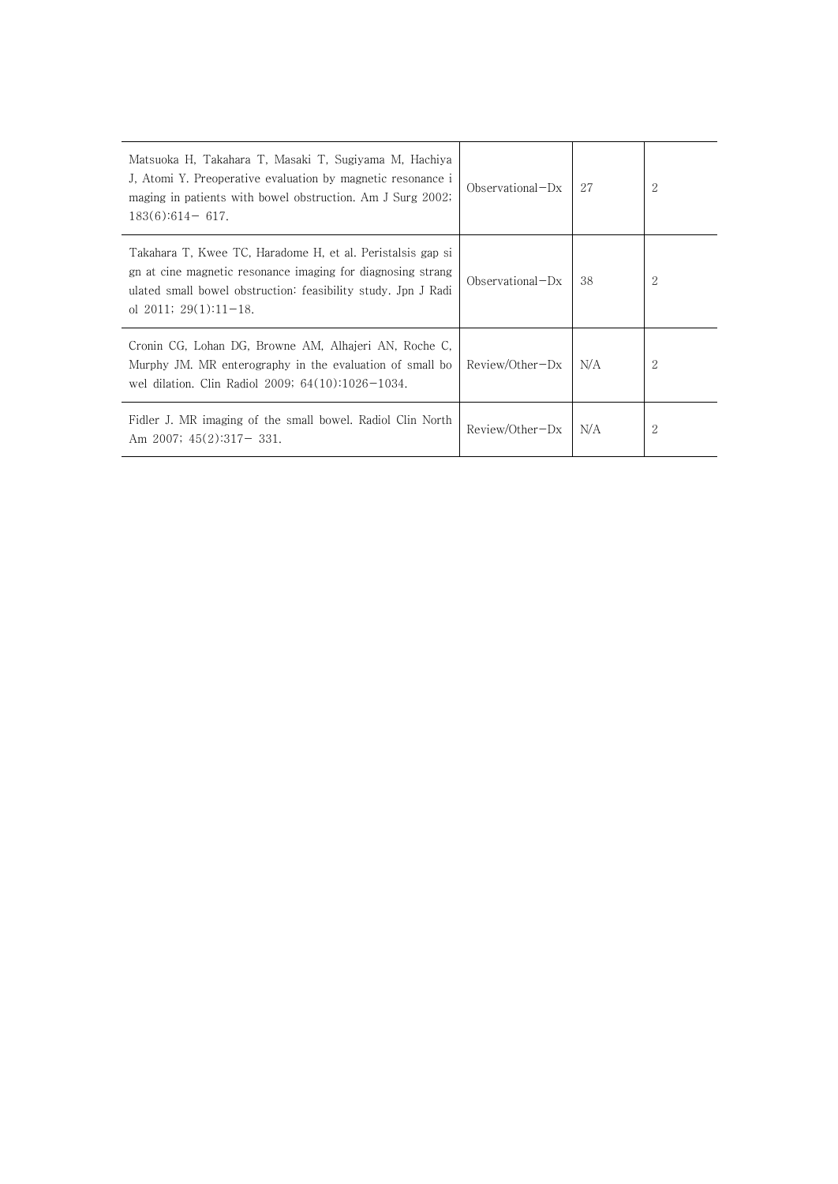| | | | |
|---|---|---|---|
| Matsuoka H, Takahara T, Masaki T, Sugiyama M, Hachiya J, Atomi Y. Preoperative evaluation by magnetic resonance imaging in patients with bowel obstruction. Am J Surg 2002; 183(6):614– 617. | Observational–Dx | 27 | 2 |
| Takahara T, Kwee TC, Haradome H, et al. Peristalsis gap sign at cine magnetic resonance imaging for diagnosing strangulated small bowel obstruction: feasibility study. Jpn J Radiol 2011; 29(1):11–18. | Observational–Dx | 38 | 2 |
| Cronin CG, Lohan DG, Browne AM, Alhajeri AN, Roche C, Murphy JM. MR enterography in the evaluation of small bowel dilation. Clin Radiol 2009; 64(10):1026–1034. | Review/Other–Dx | N/A | 2 |
| Fidler J. MR imaging of the small bowel. Radiol Clin North Am 2007; 45(2):317– 331. | Review/Other–Dx | N/A | 2 |